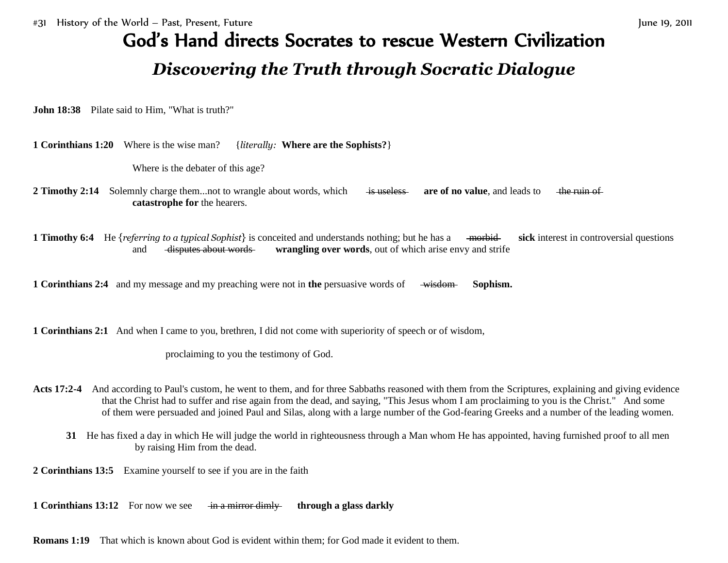#31 History of the World – Past, Present, Future June 19, 2011

# God's Hand directs Socrates to rescue Western Civilization

## *Discovering the Truth through Socratic Dialogue*

**John 18:38** Pilate said to Him, "What is truth?"

**1 Corinthians 1:20** Where is the wise man? {*literally:* **Where are the Sophists?**}

Where is the debater of this age?

**2 Timothy 2:14** Solemnly charge them...not to wrangle about words, which ~~is useless~~ **are of no value**, and leads to ~~the ruin of~~ **catastrophe for** the hearers.

**1 Timothy 6:4** He {*referring to a typical Sophist*} is conceited and understands nothing; but he has a ~~morbid~~ **sick** interest in controversial questions and ~~disputes about words~~ **wrangling over words**, out of which arise envy and strife

**1 Corinthians 2:4** and my message and my preaching were not in **the** persuasive words of ~~wisdom~~ **Sophism.**

**1 Corinthians 2:1** And when I came to you, brethren, I did not come with superiority of speech or of wisdom,

proclaiming to you the testimony of God.

**Acts 17:2-4** And according to Paul's custom, he went to them, and for three Sabbaths reasoned with them from the Scriptures, explaining and giving evidence that the Christ had to suffer and rise again from the dead, and saying, "This Jesus whom I am proclaiming to you is the Christ." And some of them were persuaded and joined Paul and Silas, along with a large number of the God-fearing Greeks and a number of the leading women.

**31** He has fixed a day in which He will judge the world in righteousness through a Man whom He has appointed, having furnished proof to all men by raising Him from the dead.

**2 Corinthians 13:5** Examine yourself to see if you are in the faith

**1 Corinthians 13:12** For now we see ~~in a mirror dimly~~ **through a glass darkly**

**Romans 1:19** That which is known about God is evident within them; for God made it evident to them.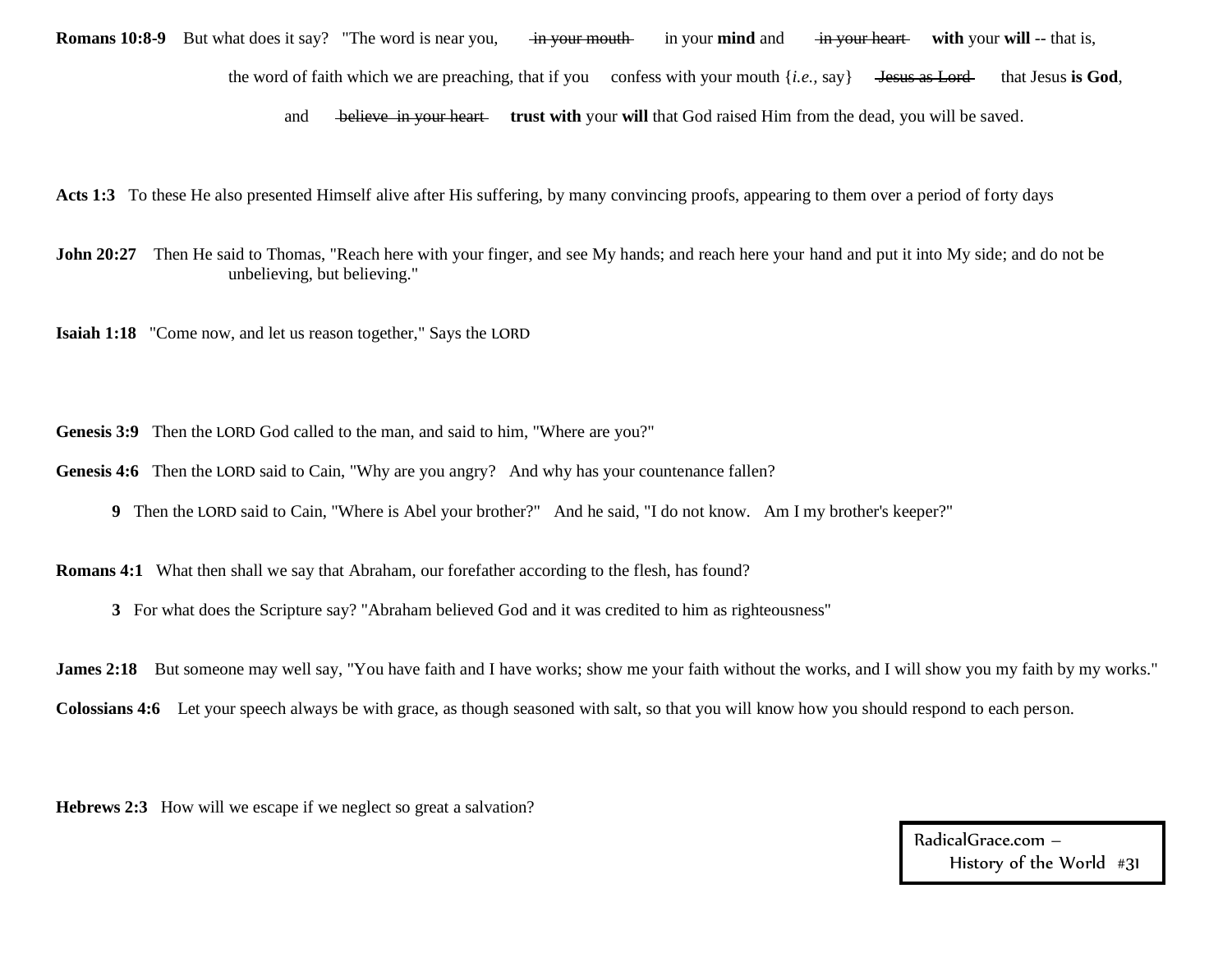**Romans 10:8-9** But what does it say? "The word is near you, ~~in your mouth~~ in your **mind** and ~~in your heart~~ **with** your **will** -- that is, the word of faith which we are preaching, that if you confess with your mouth {*i.e.*, say} ~~Jesus as Lord~~ that Jesus **is God**, and ~~believe in your heart~~ **trust with** your **will** that God raised Him from the dead, you will be saved.

**Acts 1:3** To these He also presented Himself alive after His suffering, by many convincing proofs, appearing to them over a period of forty days

**John 20:27** Then He said to Thomas, "Reach here with your finger, and see My hands; and reach here your hand and put it into My side; and do not be unbelieving, but believing."

**Isaiah 1:18** "Come now, and let us reason together," Says the LORD

**Genesis 3:9** Then the LORD God called to the man, and said to him, "Where are you?"

**Genesis 4:6** Then the LORD said to Cain, "Why are you angry? And why has your countenance fallen?

**9** Then the LORD said to Cain, "Where is Abel your brother?" And he said, "I do not know. Am I my brother's keeper?"

**Romans 4:1** What then shall we say that Abraham, our forefather according to the flesh, has found?

**3** For what does the Scripture say? "Abraham believed God and it was credited to him as righteousness"

**James 2:18** But someone may well say, "You have faith and I have works; show me your faith without the works, and I will show you my faith by my works."

**Colossians 4:6** Let your speech always be with grace, as though seasoned with salt, so that you will know how you should respond to each person.

**Hebrews 2:3** How will we escape if we neglect so great a salvation?

RadicalGrace.com – History of the World #31